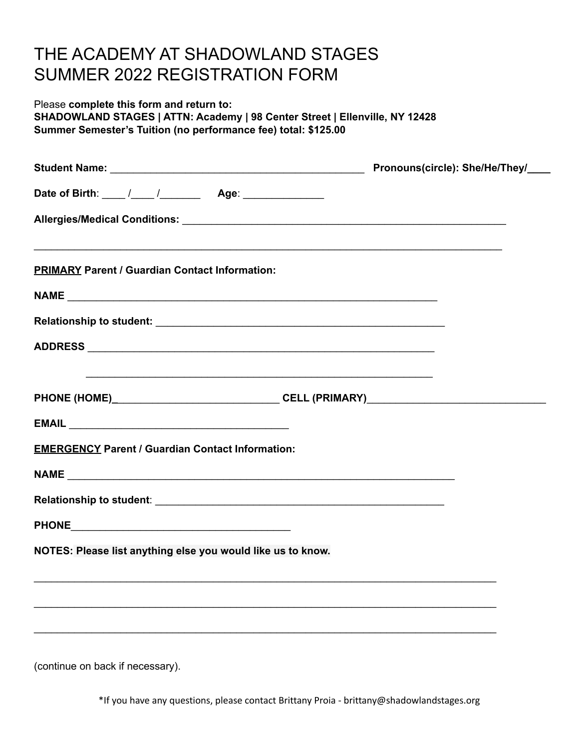# THE ACADEMY AT SHADOWLAND STAGES
# SUMMER 2022 REGISTRATION FORM

Please **complete this form and return to:**
**SHADOWLAND STAGES | ATTN: Academy | 98 Center Street | Ellenville, NY 12428**
**Summer Semester's Tuition (no performance fee) total: $125.00**

**Student Name:** ____________________________________________ **Pronouns(circle): She/He/They/____**

**Date of Birth**: ____ /____ /_______ **Age**: ______________

**Allergies/Medical Conditions:** ________________________________________________________

_________________________________________________________________________________

**PRIMARY Parent / Guardian Contact Information:**

**NAME** _________________________________________________________________

**Relationship to student:** ___________________________________________________

**ADDRESS** _____________________________________________________________

_____________________________________________________________

**PHONE (HOME)**_____________________________ **CELL (PRIMARY)**_______________________________

**EMAIL** ______________________________________

**EMERGENCY Parent / Guardian Contact Information:**

**NAME** ____________________________________________________________________

**Relationship to student**: ___________________________________________________

**PHONE**______________________________________

**NOTES: Please list anything else you would like us to know.**

_________________________________________________________________________________

_________________________________________________________________________________

_________________________________________________________________________________

(continue on back if necessary).

*If you have any questions, please contact Brittany Proia - brittany@shadowlandstages.org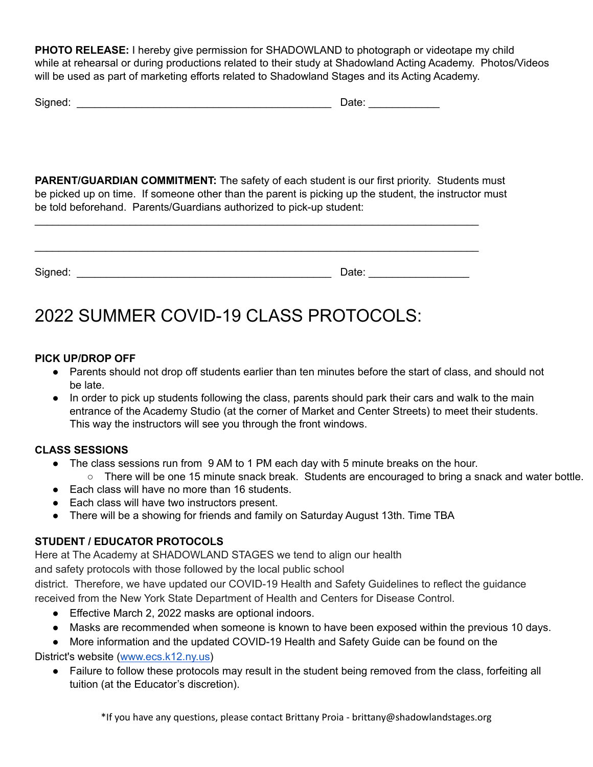**PHOTO RELEASE:** I hereby give permission for SHADOWLAND to photograph or videotape my child while at rehearsal or during productions related to their study at Shadowland Acting Academy. Photos/Videos will be used as part of marketing efforts related to Shadowland Stages and its Acting Academy.

Signed: ___________________________________________ Date: ____________

**PARENT/GUARDIAN COMMITMENT:** The safety of each student is our first priority. Students must be picked up on time. If someone other than the parent is picking up the student, the instructor must be told beforehand. Parents/Guardians authorized to pick-up student:

___________________________________________________________________________

___________________________________________________________________________

Signed: ___________________________________________ Date: _________________

# 2022 SUMMER COVID-19 CLASS PROTOCOLS:

**PICK UP/DROP OFF**

- Parents should not drop off students earlier than ten minutes before the start of class, and should not be late.
- In order to pick up students following the class, parents should park their cars and walk to the main entrance of the Academy Studio (at the corner of Market and Center Streets) to meet their students. This way the instructors will see you through the front windows.

**CLASS SESSIONS**

- The class sessions run from 9 AM to 1 PM each day with 5 minute breaks on the hour.
  - There will be one 15 minute snack break. Students are encouraged to bring a snack and water bottle.
- Each class will have no more than 16 students.
- Each class will have two instructors present.
- There will be a showing for friends and family on Saturday August 13th. Time TBA

**STUDENT / EDUCATOR PROTOCOLS**

Here at The Academy at SHADOWLAND STAGES we tend to align our health and safety protocols with those followed by the local public school district. Therefore, we have updated our COVID-19 Health and Safety Guidelines to reflect the guidance received from the New York State Department of Health and Centers for Disease Control.

- Effective March 2, 2022 masks are optional indoors.
- Masks are recommended when someone is known to have been exposed within the previous 10 days.
- More information and the updated COVID-19 Health and Safety Guide can be found on the District's website ([www.ecs.k12.ny.us](http://www.ecs.k12.ny.us))
- Failure to follow these protocols may result in the student being removed from the class, forfeiting all tuition (at the Educator's discretion).

*If you have any questions, please contact Brittany Proia - brittany@shadowlandstages.org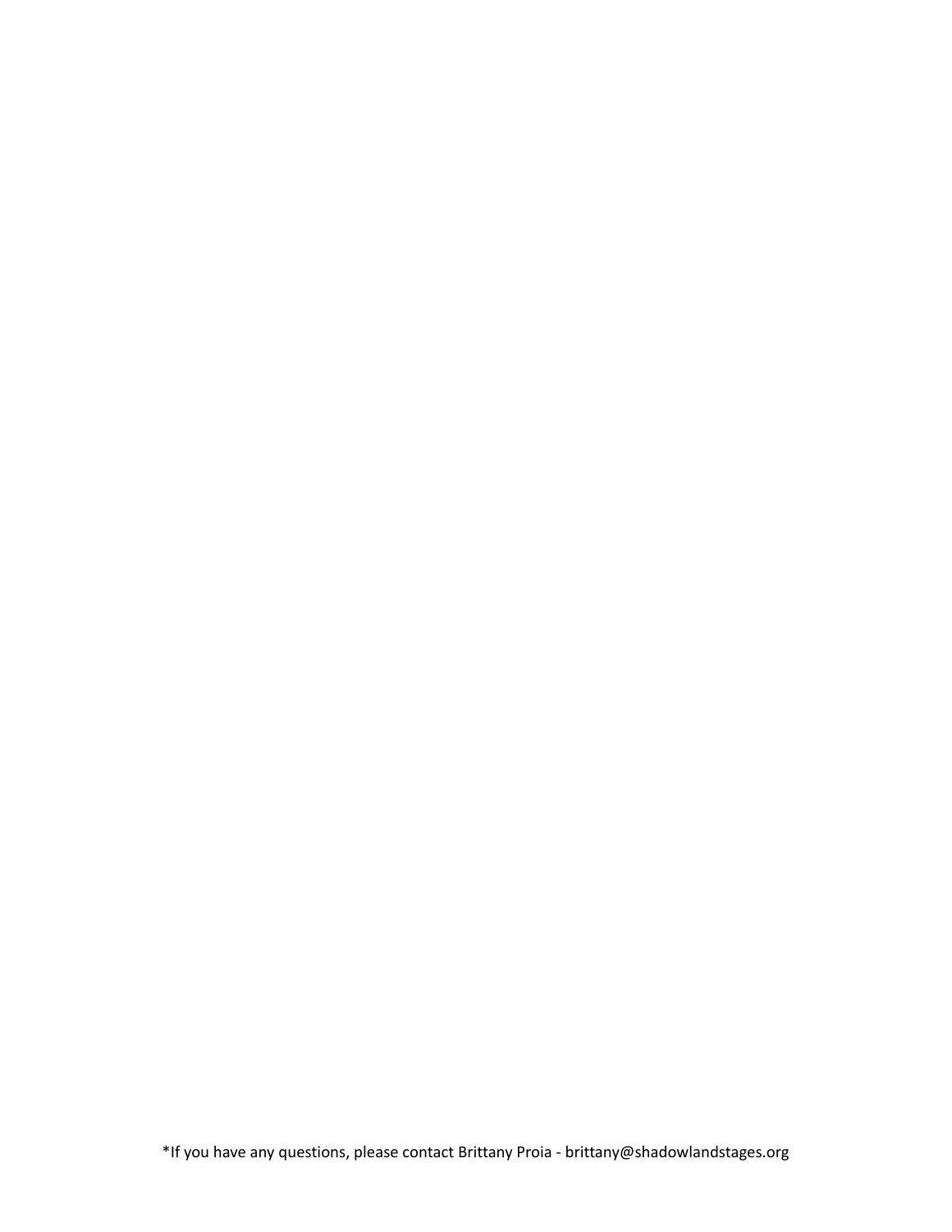*If you have any questions, please contact Brittany Proia - brittany@shadowlandstages.org